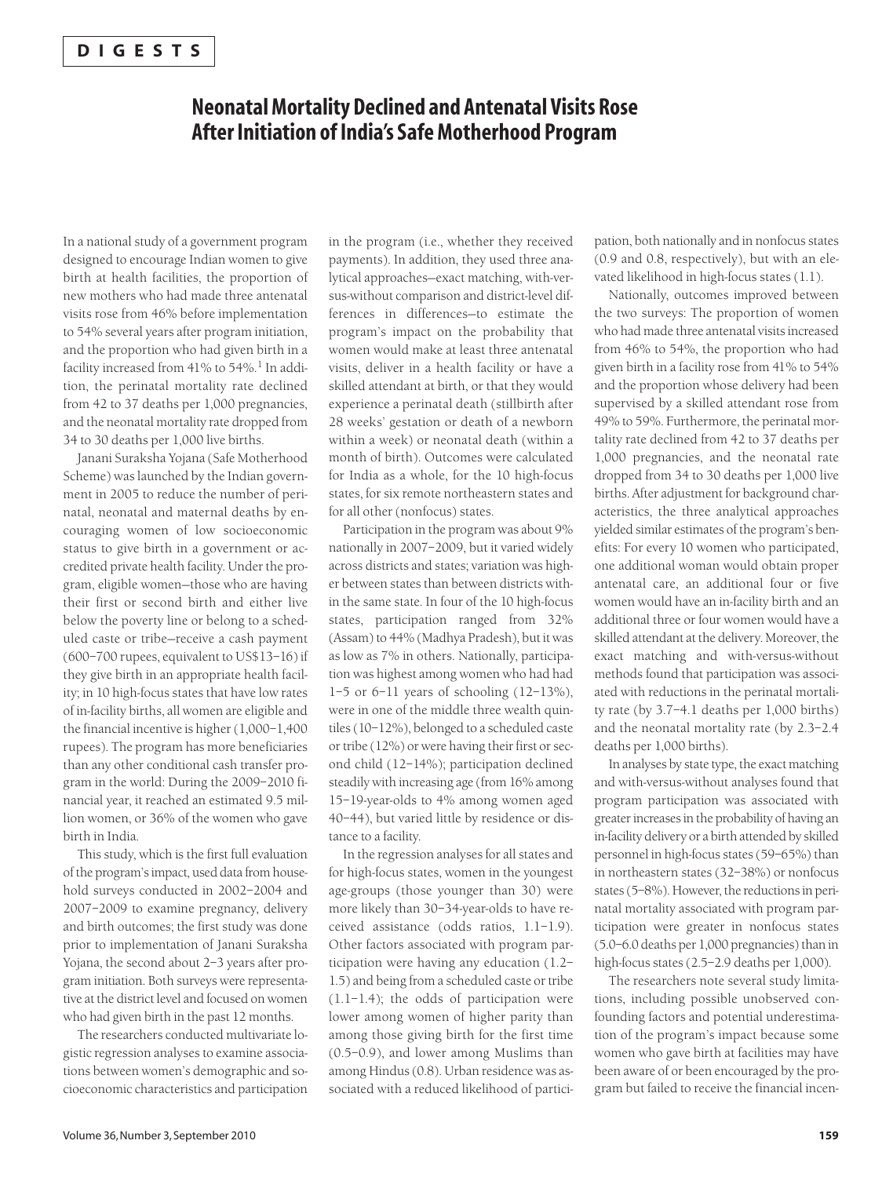**DIGESTS**

# Neonatal Mortality Declined and Antenatal Visits Rose After Initiation of India's Safe Motherhood Program

In a national study of a government program designed to encourage Indian women to give birth at health facilities, the proportion of new mothers who had made three antenatal visits rose from 46% before implementation to 54% several years after program initiation, and the proportion who had given birth in a facility increased from 41% to 54%.[1] In addition, the perinatal mortality rate declined from 42 to 37 deaths per 1,000 pregnancies, and the neonatal mortality rate dropped from 34 to 30 deaths per 1,000 live births.

Janani Suraksha Yojana (Safe Motherhood Scheme) was launched by the Indian government in 2005 to reduce the number of perinatal, neonatal and maternal deaths by encouraging women of low socioeconomic status to give birth in a government or accredited private health facility. Under the program, eligible women—those who are having their first or second birth and either live below the poverty line or belong to a scheduled caste or tribe—receive a cash payment (600–700 rupees, equivalent to US$13–16) if they give birth in an appropriate health facility; in 10 high-focus states that have low rates of in-facility births, all women are eligible and the financial incentive is higher (1,000–1,400 rupees). The program has more beneficiaries than any other conditional cash transfer program in the world: During the 2009–2010 financial year, it reached an estimated 9.5 million women, or 36% of the women who gave birth in India.

This study, which is the first full evaluation of the program's impact, used data from household surveys conducted in 2002–2004 and 2007–2009 to examine pregnancy, delivery and birth outcomes; the first study was done prior to implementation of Janani Suraksha Yojana, the second about 2–3 years after program initiation. Both surveys were representative at the district level and focused on women who had given birth in the past 12 months.

The researchers conducted multivariate logistic regression analyses to examine associations between women's demographic and socioeconomic characteristics and participation in the program (i.e., whether they received payments). In addition, they used three analytical approaches—exact matching, with-versus-without comparison and district-level differences in differences—to estimate the program's impact on the probability that women would make at least three antenatal visits, deliver in a health facility or have a skilled attendant at birth, or that they would experience a perinatal death (stillbirth after 28 weeks' gestation or death of a newborn within a week) or neonatal death (within a month of birth). Outcomes were calculated for India as a whole, for the 10 high-focus states, for six remote northeastern states and for all other (nonfocus) states.

Participation in the program was about 9% nationally in 2007–2009, but it varied widely across districts and states; variation was higher between states than between districts within the same state. In four of the 10 high-focus states, participation ranged from 32% (Assam) to 44% (Madhya Pradesh), but it was as low as 7% in others. Nationally, participation was highest among women who had had 1–5 or 6–11 years of schooling (12–13%), were in one of the middle three wealth quintiles (10–12%), belonged to a scheduled caste or tribe (12%) or were having their first or second child (12–14%); participation declined steadily with increasing age (from 16% among 15–19-year-olds to 4% among women aged 40–44), but varied little by residence or distance to a facility.

In the regression analyses for all states and for high-focus states, women in the youngest age-groups (those younger than 30) were more likely than 30–34-year-olds to have received assistance (odds ratios, 1.1–1.9). Other factors associated with program participation were having any education (1.2–1.5) and being from a scheduled caste or tribe (1.1–1.4); the odds of participation were lower among women of higher parity than among those giving birth for the first time (0.5–0.9), and lower among Muslims than among Hindus (0.8). Urban residence was associated with a reduced likelihood of participation, both nationally and in nonfocus states (0.9 and 0.8, respectively), but with an elevated likelihood in high-focus states (1.1).

Nationally, outcomes improved between the two surveys: The proportion of women who had made three antenatal visits increased from 46% to 54%, the proportion who had given birth in a facility rose from 41% to 54% and the proportion whose delivery had been supervised by a skilled attendant rose from 49% to 59%. Furthermore, the perinatal mortality rate declined from 42 to 37 deaths per 1,000 pregnancies, and the neonatal rate dropped from 34 to 30 deaths per 1,000 live births. After adjustment for background characteristics, the three analytical approaches yielded similar estimates of the program's benefits: For every 10 women who participated, one additional woman would obtain proper antenatal care, an additional four or five women would have an in-facility birth and an additional three or four women would have a skilled attendant at the delivery. Moreover, the exact matching and with-versus-without methods found that participation was associated with reductions in the perinatal mortality rate (by 3.7–4.1 deaths per 1,000 births) and the neonatal mortality rate (by 2.3–2.4 deaths per 1,000 births).

In analyses by state type, the exact matching and with-versus-without analyses found that program participation was associated with greater increases in the probability of having an in-facility delivery or a birth attended by skilled personnel in high-focus states (59–65%) than in northeastern states (32–38%) or nonfocus states (5–8%). However, the reductions in perinatal mortality associated with program participation were greater in nonfocus states (5.0–6.0 deaths per 1,000 pregnancies) than in high-focus states (2.5–2.9 deaths per 1,000).

The researchers note several study limitations, including possible unobserved confounding factors and potential underestimation of the program's impact because some women who gave birth at facilities may have been aware of or been encouraged by the program but failed to receive the financial incen-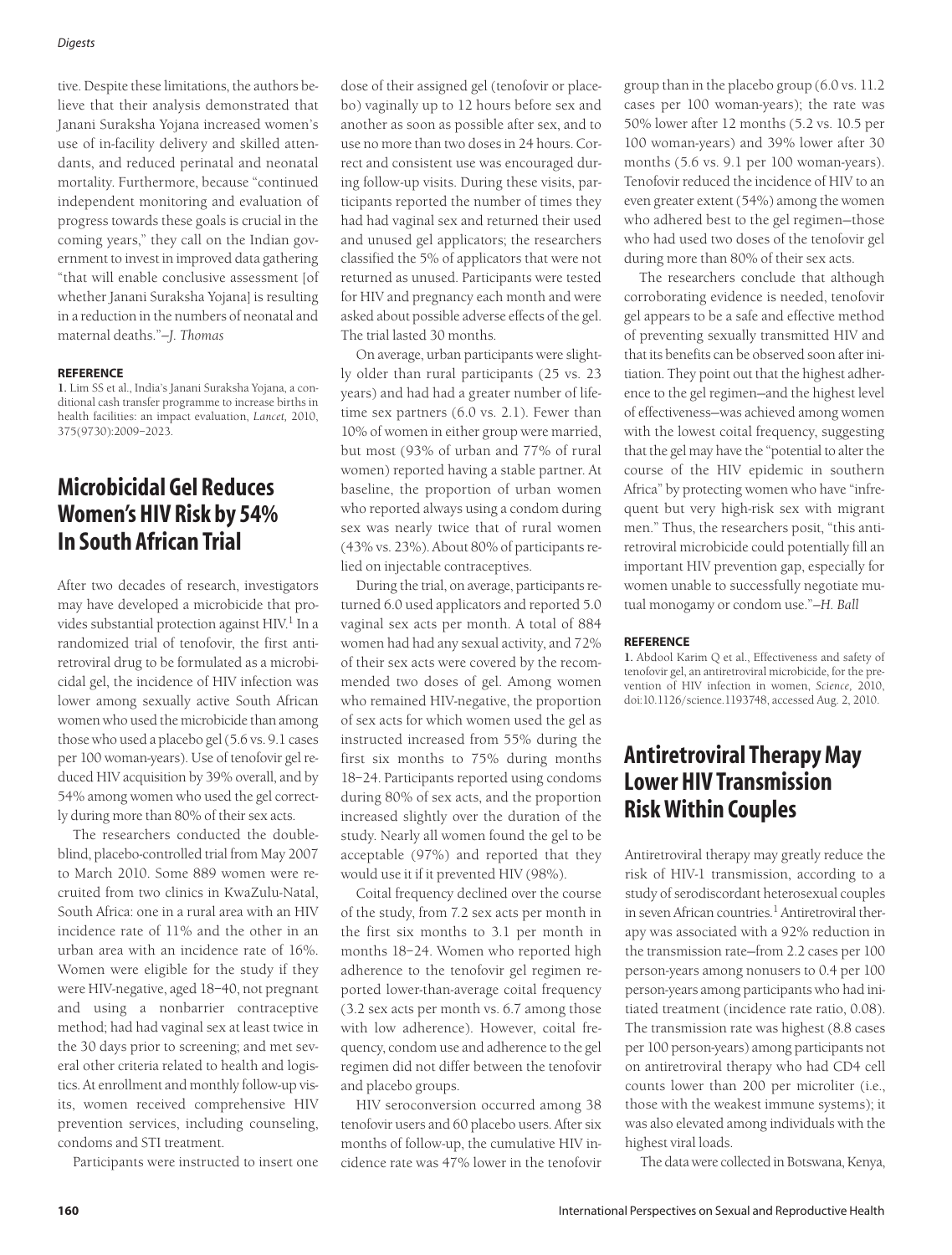tive. Despite these limitations, the authors believe that their analysis demonstrated that Janani Suraksha Yojana increased women's use of in-facility delivery and skilled attendants, and reduced perinatal and neonatal mortality. Furthermore, because "continued independent monitoring and evaluation of progress towards these goals is crucial in the coming years," they call on the Indian government to invest in improved data gathering "that will enable conclusive assessment [of whether Janani Suraksha Yojana] is resulting in a reduction in the numbers of neonatal and maternal deaths."—*J. Thomas*

**REFERENCE**

1. Lim SS et al., India's Janani Suraksha Yojana, a conditional cash transfer programme to increase births in health facilities: an impact evaluation, *Lancet,* 2010, 375(9730):2009–2023.

## Microbicidal Gel Reduces Women's HIV Risk by 54% In South African Trial

After two decades of research, investigators may have developed a microbicide that provides substantial protection against HIV.[1] In a randomized trial of tenofovir, the first antiretroviral drug to be formulated as a microbicidal gel, the incidence of HIV infection was lower among sexually active South African women who used the microbicide than among those who used a placebo gel (5.6 vs. 9.1 cases per 100 woman-years). Use of tenofovir gel reduced HIV acquisition by 39% overall, and by 54% among women who used the gel correctly during more than 80% of their sex acts.

The researchers conducted the double-blind, placebo-controlled trial from May 2007 to March 2010. Some 889 women were recruited from two clinics in KwaZulu-Natal, South Africa: one in a rural area with an HIV incidence rate of 11% and the other in an urban area with an incidence rate of 16%. Women were eligible for the study if they were HIV-negative, aged 18–40, not pregnant and using a nonbarrier contraceptive method; had had vaginal sex at least twice in the 30 days prior to screening; and met several other criteria related to health and logistics. At enrollment and monthly follow-up visits, women received comprehensive HIV prevention services, including counseling, condoms and STI treatment.

Participants were instructed to insert one dose of their assigned gel (tenofovir or placebo) vaginally up to 12 hours before sex and another as soon as possible after sex, and to use no more than two doses in 24 hours. Correct and consistent use was encouraged during follow-up visits. During these visits, participants reported the number of times they had had vaginal sex and returned their used and unused gel applicators; the researchers classified the 5% of applicators that were not returned as unused. Participants were tested for HIV and pregnancy each month and were asked about possible adverse effects of the gel. The trial lasted 30 months.

On average, urban participants were slightly older than rural participants (25 vs. 23 years) and had had a greater number of lifetime sex partners (6.0 vs. 2.1). Fewer than 10% of women in either group were married, but most (93% of urban and 77% of rural women) reported having a stable partner. At baseline, the proportion of urban women who reported always using a condom during sex was nearly twice that of rural women (43% vs. 23%). About 80% of participants relied on injectable contraceptives.

During the trial, on average, participants returned 6.0 used applicators and reported 5.0 vaginal sex acts per month. A total of 884 women had had any sexual activity, and 72% of their sex acts were covered by the recommended two doses of gel. Among women who remained HIV-negative, the proportion of sex acts for which women used the gel as instructed increased from 55% during the first six months to 75% during months 18–24. Participants reported using condoms during 80% of sex acts, and the proportion increased slightly over the duration of the study. Nearly all women found the gel to be acceptable (97%) and reported that they would use it if it prevented HIV (98%).

Coital frequency declined over the course of the study, from 7.2 sex acts per month in the first six months to 3.1 per month in months 18–24. Women who reported high adherence to the tenofovir gel regimen reported lower-than-average coital frequency (3.2 sex acts per month vs. 6.7 among those with low adherence). However, coital frequency, condom use and adherence to the gel regimen did not differ between the tenofovir and placebo groups.

HIV seroconversion occurred among 38 tenofovir users and 60 placebo users. After six months of follow-up, the cumulative HIV incidence rate was 47% lower in the tenofovir group than in the placebo group (6.0 vs. 11.2 cases per 100 woman-years); the rate was 50% lower after 12 months (5.2 vs. 10.5 per 100 woman-years) and 39% lower after 30 months (5.6 vs. 9.1 per 100 woman-years). Tenofovir reduced the incidence of HIV to an even greater extent (54%) among the women who adhered best to the gel regimen—those who had used two doses of the tenofovir gel during more than 80% of their sex acts.

The researchers conclude that although corroborating evidence is needed, tenofovir gel appears to be a safe and effective method of preventing sexually transmitted HIV and that its benefits can be observed soon after initiation. They point out that the highest adherence to the gel regimen—and the highest level of effectiveness—was achieved among women with the lowest coital frequency, suggesting that the gel may have the "potential to alter the course of the HIV epidemic in southern Africa" by protecting women who have "infrequent but very high-risk sex with migrant men." Thus, the researchers posit, "this antiretroviral microbicide could potentially fill an important HIV prevention gap, especially for women unable to successfully negotiate mutual monogamy or condom use."—*H. Ball*

**REFERENCE**

1. Abdool Karim Q et al., Effectiveness and safety of tenofovir gel, an antiretroviral microbicide, for the prevention of HIV infection in women, *Science,* 2010, doi:10.1126/science.1193748, accessed Aug. 2, 2010.

## Antiretroviral Therapy May Lower HIV Transmission Risk Within Couples

Antiretroviral therapy may greatly reduce the risk of HIV-1 transmission, according to a study of serodiscordant heterosexual couples in seven African countries.[1] Antiretroviral therapy was associated with a 92% reduction in the transmission rate—from 2.2 cases per 100 person-years among nonusers to 0.4 per 100 person-years among participants who had initiated treatment (incidence rate ratio, 0.08). The transmission rate was highest (8.8 cases per 100 person-years) among participants not on antiretroviral therapy who had CD4 cell counts lower than 200 per microliter (i.e., those with the weakest immune systems); it was also elevated among individuals with the highest viral loads.

The data were collected in Botswana, Kenya,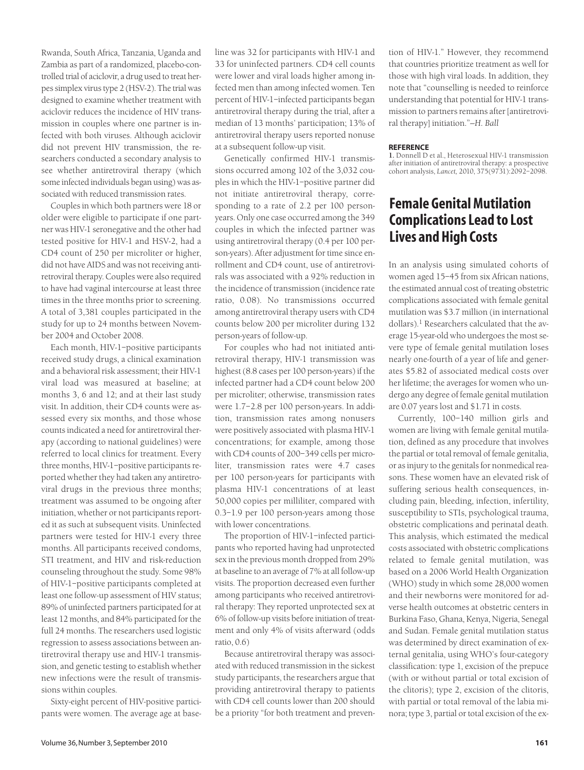Rwanda, South Africa, Tanzania, Uganda and Zambia as part of a randomized, placebo-controlled trial of aciclovir, a drug used to treat herpes simplex virus type 2 (HSV-2). The trial was designed to examine whether treatment with aciclovir reduces the incidence of HIV transmission in couples where one partner is infected with both viruses. Although aciclovir did not prevent HIV transmission, the researchers conducted a secondary analysis to see whether antiretroviral therapy (which some infected individuals began using) was associated with reduced transmission rates.

Couples in which both partners were 18 or older were eligible to participate if one partner was HIV-1 seronegative and the other had tested positive for HIV-1 and HSV-2, had a CD4 count of 250 per microliter or higher, did not have AIDS and was not receiving antiretroviral therapy. Couples were also required to have had vaginal intercourse at least three times in the three months prior to screening. A total of 3,381 couples participated in the study for up to 24 months between November 2004 and October 2008.

Each month, HIV-1–positive participants received study drugs, a clinical examination and a behavioral risk assessment; their HIV-1 viral load was measured at baseline; at months 3, 6 and 12; and at their last study visit. In addition, their CD4 counts were assessed every six months, and those whose counts indicated a need for antiretroviral therapy (according to national guidelines) were referred to local clinics for treatment. Every three months, HIV-1–positive participants reported whether they had taken any antiretroviral drugs in the previous three months; treatment was assumed to be ongoing after initiation, whether or not participants reported it as such at subsequent visits. Uninfected partners were tested for HIV-1 every three months. All participants received condoms, STI treatment, and HIV and risk-reduction counseling throughout the study. Some 98% of HIV-1–positive participants completed at least one follow-up assessment of HIV status; 89% of uninfected partners participated for at least 12 months, and 84% participated for the full 24 months. The researchers used logistic regression to assess associations between antiretroviral therapy use and HIV-1 transmission, and genetic testing to establish whether new infections were the result of transmissions within couples.

Sixty-eight percent of HIV-positive participants were women. The average age at baseline was 32 for participants with HIV-1 and 33 for uninfected partners. CD4 cell counts were lower and viral loads higher among infected men than among infected women. Ten percent of HIV-1–infected participants began antiretroviral therapy during the trial, after a median of 13 months' participation; 13% of antiretroviral therapy users reported nonuse at a subsequent follow-up visit.

Genetically confirmed HIV-1 transmissions occurred among 102 of the 3,032 couples in which the HIV-1–positive partner did not initiate antiretroviral therapy, corresponding to a rate of 2.2 per 100 person-years. Only one case occurred among the 349 couples in which the infected partner was using antiretroviral therapy (0.4 per 100 person-years). After adjustment for time since enrollment and CD4 count, use of antiretrovirals was associated with a 92% reduction in the incidence of transmission (incidence rate ratio, 0.08). No transmissions occurred among antiretroviral therapy users with CD4 counts below 200 per microliter during 132 person-years of follow-up.

For couples who had not initiated antiretroviral therapy, HIV-1 transmission was highest (8.8 cases per 100 person-years) if the infected partner had a CD4 count below 200 per microliter; otherwise, transmission rates were 1.7–2.8 per 100 person-years. In addition, transmission rates among nonusers were positively associated with plasma HIV-1 concentrations; for example, among those with CD4 counts of 200–349 cells per microliter, transmission rates were 4.7 cases per 100 person-years for participants with plasma HIV-1 concentrations of at least 50,000 copies per milliliter, compared with 0.3–1.9 per 100 person-years among those with lower concentrations.

The proportion of HIV-1–infected participants who reported having had unprotected sex in the previous month dropped from 29% at baseline to an average of 7% at all follow-up visits. The proportion decreased even further among participants who received antiretroviral therapy: They reported unprotected sex at 6% of follow-up visits before initiation of treatment and only 4% of visits afterward (odds ratio, 0.6)

Because antiretroviral therapy was associated with reduced transmission in the sickest study participants, the researchers argue that providing antiretroviral therapy to patients with CD4 cell counts lower than 200 should be a priority "for both treatment and prevention of HIV-1." However, they recommend that countries prioritize treatment as well for those with high viral loads. In addition, they note that "counselling is needed to reinforce understanding that potential for HIV-1 transmission to partners remains after [antiretroviral therapy] initiation."*—H. Ball*

**REFERENCE**

1. Donnell D et al., Heterosexual HIV-1 transmission after initiation of antiretroviral therapy: a prospective cohort analysis, *Lancet,* 2010, 375(9731):2092–2098.

## Female Genital Mutilation Complications Lead to Lost Lives and High Costs

In an analysis using simulated cohorts of women aged 15–45 from six African nations, the estimated annual cost of treating obstetric complications associated with female genital mutilation was $3.7 million (in international dollars).[1] Researchers calculated that the average 15-year-old who undergoes the most severe type of female genital mutilation loses nearly one-fourth of a year of life and generates $5.82 of associated medical costs over her lifetime; the averages for women who undergo any degree of female genital mutilation are 0.07 years lost and $1.71 in costs.

Currently, 100–140 million girls and women are living with female genital mutilation, defined as any procedure that involves the partial or total removal of female genitalia, or as injury to the genitals for nonmedical reasons. These women have an elevated risk of suffering serious health consequences, including pain, bleeding, infection, infertility, susceptibility to STIs, psychological trauma, obstetric complications and perinatal death. This analysis, which estimated the medical costs associated with obstetric complications related to female genital mutilation, was based on a 2006 World Health Organization (WHO) study in which some 28,000 women and their newborns were monitored for adverse health outcomes at obstetric centers in Burkina Faso, Ghana, Kenya, Nigeria, Senegal and Sudan. Female genital mutilation status was determined by direct examination of external genitalia, using WHO's four-category classification: type 1, excision of the prepuce (with or without partial or total excision of the clitoris); type 2, excision of the clitoris, with partial or total removal of the labia minora; type 3, partial or total excision of the ex-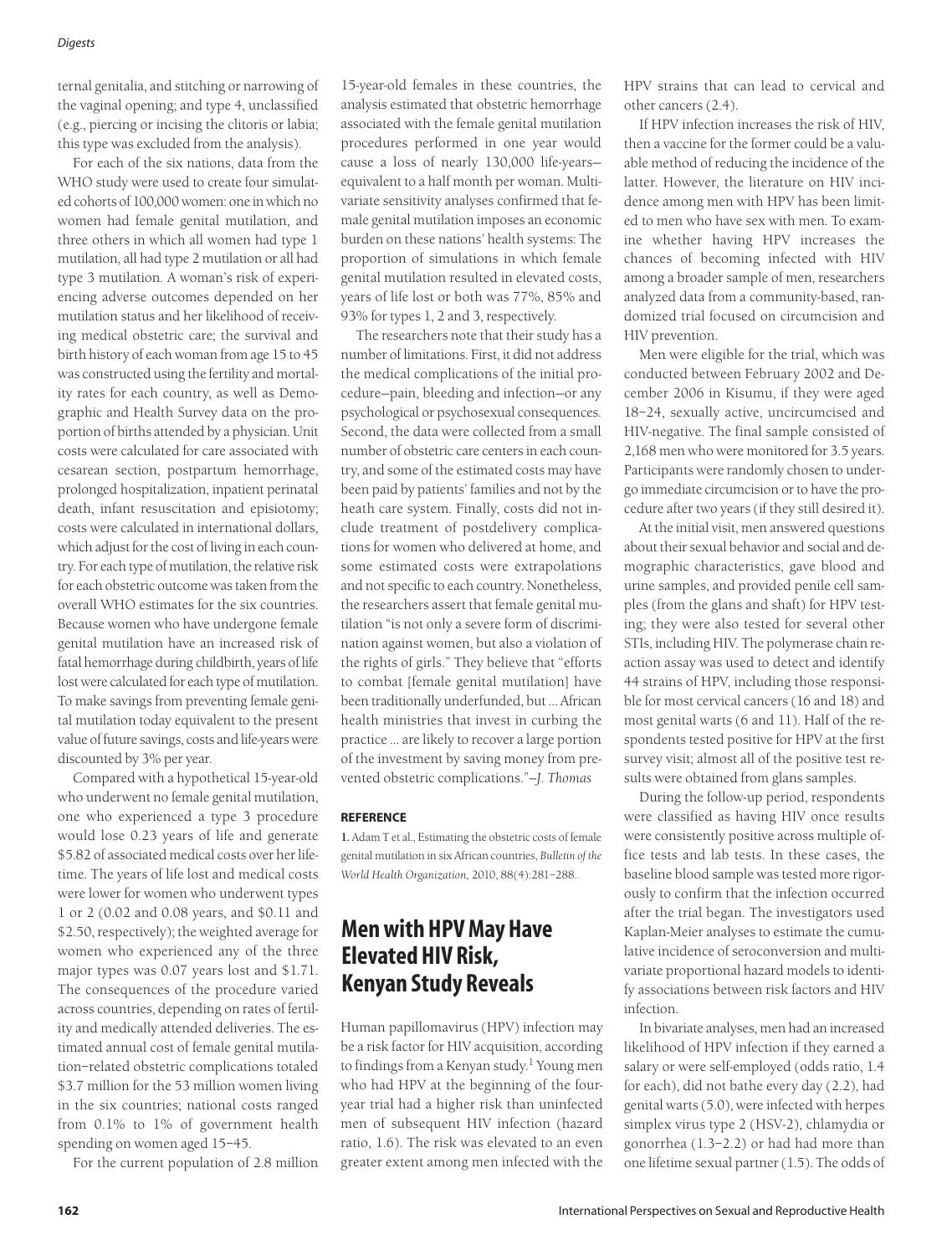ternal genitalia, and stitching or narrowing of the vaginal opening; and type 4, unclassified (e.g., piercing or incising the clitoris or labia; this type was excluded from the analysis).

For each of the six nations, data from the WHO study were used to create four simulated cohorts of 100,000 women: one in which no women had female genital mutilation, and three others in which all women had type 1 mutilation, all had type 2 mutilation or all had type 3 mutilation. A woman's risk of experiencing adverse outcomes depended on her mutilation status and her likelihood of receiving medical obstetric care; the survival and birth history of each woman from age 15 to 45 was constructed using the fertility and mortality rates for each country, as well as Demographic and Health Survey data on the proportion of births attended by a physician. Unit costs were calculated for care associated with cesarean section, postpartum hemorrhage, prolonged hospitalization, inpatient perinatal death, infant resuscitation and episiotomy; costs were calculated in international dollars, which adjust for the cost of living in each country. For each type of mutilation, the relative risk for each obstetric outcome was taken from the overall WHO estimates for the six countries. Because women who have undergone female genital mutilation have an increased risk of fatal hemorrhage during childbirth, years of life lost were calculated for each type of mutilation. To make savings from preventing female genital mutilation today equivalent to the present value of future savings, costs and life-years were discounted by 3% per year.

Compared with a hypothetical 15-year-old who underwent no female genital mutilation, one who experienced a type 3 procedure would lose 0.23 years of life and generate \$5.82 of associated medical costs over her lifetime. The years of life lost and medical costs were lower for women who underwent types 1 or 2 (0.02 and 0.08 years, and \$0.11 and \$2.50, respectively); the weighted average for women who experienced any of the three major types was 0.07 years lost and \$1.71. The consequences of the procedure varied across countries, depending on rates of fertility and medically attended deliveries. The estimated annual cost of female genital mutilation–related obstetric complications totaled \$3.7 million for the 53 million women living in the six countries; national costs ranged from 0.1% to 1% of government health spending on women aged 15–45.

For the current population of 2.8 million 15-year-old females in these countries, the analysis estimated that obstetric hemorrhage associated with the female genital mutilation procedures performed in one year would cause a loss of nearly 130,000 life-years—equivalent to a half month per woman. Multivariate sensitivity analyses confirmed that female genital mutilation imposes an economic burden on these nations' health systems: The proportion of simulations in which female genital mutilation resulted in elevated costs, years of life lost or both was 77%, 85% and 93% for types 1, 2 and 3, respectively.

The researchers note that their study has a number of limitations. First, it did not address the medical complications of the initial procedure—pain, bleeding and infection—or any psychological or psychosexual consequences. Second, the data were collected from a small number of obstetric care centers in each country, and some of the estimated costs may have been paid by patients' families and not by the heath care system. Finally, costs did not include treatment of postdelivery complications for women who delivered at home, and some estimated costs were extrapolations and not specific to each country. Nonetheless, the researchers assert that female genital mutilation "is not only a severe form of discrimination against women, but also a violation of the rights of girls." They believe that "efforts to combat [female genital mutilation] have been traditionally underfunded, but ... African health ministries that invest in curbing the practice ... are likely to recover a large portion of the investment by saving money from prevented obstetric complications."—*J. Thomas*

#### REFERENCE

**1.** Adam T et al., Estimating the obstetric costs of female genital mutilation in six African countries, *Bulletin of the World Health Organization,* 2010, 88(4):281–288.

## Men with HPV May Have Elevated HIV Risk, Kenyan Study Reveals

Human papillomavirus (HPV) infection may be a risk factor for HIV acquisition, according to findings from a Kenyan study.[1] Young men who had HPV at the beginning of the four-year trial had a higher risk than uninfected men of subsequent HIV infection (hazard ratio, 1.6). The risk was elevated to an even greater extent among men infected with the HPV strains that can lead to cervical and other cancers (2.4).

If HPV infection increases the risk of HIV, then a vaccine for the former could be a valuable method of reducing the incidence of the latter. However, the literature on HIV incidence among men with HPV has been limited to men who have sex with men. To examine whether having HPV increases the chances of becoming infected with HIV among a broader sample of men, researchers analyzed data from a community-based, randomized trial focused on circumcision and HIV prevention.

Men were eligible for the trial, which was conducted between February 2002 and December 2006 in Kisumu, if they were aged 18–24, sexually active, uncircumcised and HIV-negative. The final sample consisted of 2,168 men who were monitored for 3.5 years. Participants were randomly chosen to undergo immediate circumcision or to have the procedure after two years (if they still desired it).

At the initial visit, men answered questions about their sexual behavior and social and demographic characteristics, gave blood and urine samples, and provided penile cell samples (from the glans and shaft) for HPV testing; they were also tested for several other STIs, including HIV. The polymerase chain reaction assay was used to detect and identify 44 strains of HPV, including those responsible for most cervical cancers (16 and 18) and most genital warts (6 and 11). Half of the respondents tested positive for HPV at the first survey visit; almost all of the positive test results were obtained from glans samples.

During the follow-up period, respondents were classified as having HIV once results were consistently positive across multiple office tests and lab tests. In these cases, the baseline blood sample was tested more rigorously to confirm that the infection occurred after the trial began. The investigators used Kaplan-Meier analyses to estimate the cumulative incidence of seroconversion and multivariate proportional hazard models to identify associations between risk factors and HIV infection.

In bivariate analyses, men had an increased likelihood of HPV infection if they earned a salary or were self-employed (odds ratio, 1.4 for each), did not bathe every day (2.2), had genital warts (5.0), were infected with herpes simplex virus type 2 (HSV-2), chlamydia or gonorrhea (1.3–2.2) or had had more than one lifetime sexual partner (1.5). The odds of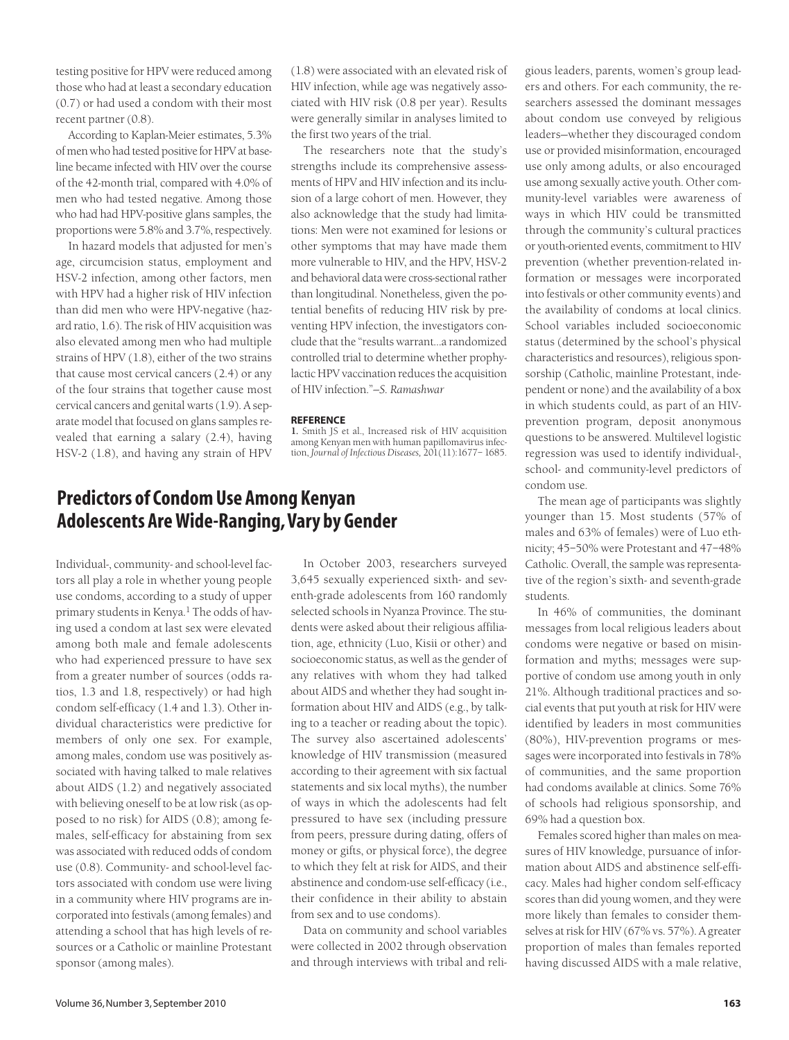testing positive for HPV were reduced among those who had at least a secondary education (0.7) or had used a condom with their most recent partner (0.8).

According to Kaplan-Meier estimates, 5.3% of men who had tested positive for HPV at baseline became infected with HIV over the course of the 42-month trial, compared with 4.0% of men who had tested negative. Among those who had had HPV-positive glans samples, the proportions were 5.8% and 3.7%, respectively.

In hazard models that adjusted for men's age, circumcision status, employment and HSV-2 infection, among other factors, men with HPV had a higher risk of HIV infection than did men who were HPV-negative (hazard ratio, 1.6). The risk of HIV acquisition was also elevated among men who had multiple strains of HPV (1.8), either of the two strains that cause most cervical cancers (2.4) or any of the four strains that together cause most cervical cancers and genital warts (1.9). A separate model that focused on glans samples revealed that earning a salary (2.4), having HSV-2 (1.8), and having any strain of HPV (1.8) were associated with an elevated risk of HIV infection, while age was negatively associated with HIV risk (0.8 per year). Results were generally similar in analyses limited to the first two years of the trial.

The researchers note that the study's strengths include its comprehensive assessments of HPV and HIV infection and its inclusion of a large cohort of men. However, they also acknowledge that the study had limitations: Men were not examined for lesions or other symptoms that may have made them more vulnerable to HIV, and the HPV, HSV-2 and behavioral data were cross-sectional rather than longitudinal. Nonetheless, given the potential benefits of reducing HIV risk by preventing HPV infection, the investigators conclude that the "results warrant...a randomized controlled trial to determine whether prophylactic HPV vaccination reduces the acquisition of HIV infection."—*S. Ramashwar*

**REFERENCE**

1. Smith JS et al., Increased risk of HIV acquisition among Kenyan men with human papillomavirus infection, *Journal of Infectious Diseases,* 201(11):1677–1685.

## Predictors of Condom Use Among Kenyan Adolescents Are Wide-Ranging, Vary by Gender

Individual-, community- and school-level factors all play a role in whether young people use condoms, according to a study of upper primary students in Kenya.[1] The odds of having used a condom at last sex were elevated among both male and female adolescents who had experienced pressure to have sex from a greater number of sources (odds ratios, 1.3 and 1.8, respectively) or had high condom self-efficacy (1.4 and 1.3). Other individual characteristics were predictive for members of only one sex. For example, among males, condom use was positively associated with having talked to male relatives about AIDS (1.2) and negatively associated with believing oneself to be at low risk (as opposed to no risk) for AIDS (0.8); among females, self-efficacy for abstaining from sex was associated with reduced odds of condom use (0.8). Community- and school-level factors associated with condom use were living in a community where HIV programs are incorporated into festivals (among females) and attending a school that has high levels of resources or a Catholic or mainline Protestant sponsor (among males).

In October 2003, researchers surveyed 3,645 sexually experienced sixth- and seventh-grade adolescents from 160 randomly selected schools in Nyanza Province. The students were asked about their religious affiliation, age, ethnicity (Luo, Kisii or other) and socioeconomic status, as well as the gender of any relatives with whom they had talked about AIDS and whether they had sought information about HIV and AIDS (e.g., by talking to a teacher or reading about the topic). The survey also ascertained adolescents' knowledge of HIV transmission (measured according to their agreement with six factual statements and six local myths), the number of ways in which the adolescents had felt pressured to have sex (including pressure from peers, pressure during dating, offers of money or gifts, or physical force), the degree to which they felt at risk for AIDS, and their abstinence and condom-use self-efficacy (i.e., their confidence in their ability to abstain from sex and to use condoms).

Data on community and school variables were collected in 2002 through observation and through interviews with tribal and religious leaders, parents, women's group leaders and others. For each community, the researchers assessed the dominant messages about condom use conveyed by religious leaders—whether they discouraged condom use or provided misinformation, encouraged use only among adults, or also encouraged use among sexually active youth. Other community-level variables were awareness of ways in which HIV could be transmitted through the community's cultural practices or youth-oriented events, commitment to HIV prevention (whether prevention-related information or messages were incorporated into festivals or other community events) and the availability of condoms at local clinics. School variables included socioeconomic status (determined by the school's physical characteristics and resources), religious sponsorship (Catholic, mainline Protestant, independent or none) and the availability of a box in which students could, as part of an HIV-prevention program, deposit anonymous questions to be answered. Multilevel logistic regression was used to identify individual-, school- and community-level predictors of condom use.

The mean age of participants was slightly younger than 15. Most students (57% of males and 63% of females) were of Luo ethnicity; 45–50% were Protestant and 47–48% Catholic. Overall, the sample was representative of the region's sixth- and seventh-grade students.

In 46% of communities, the dominant messages from local religious leaders about condoms were negative or based on misinformation and myths; messages were supportive of condom use among youth in only 21%. Although traditional practices and social events that put youth at risk for HIV were identified by leaders in most communities (80%), HIV-prevention programs or messages were incorporated into festivals in 78% of communities, and the same proportion had condoms available at clinics. Some 76% of schools had religious sponsorship, and 69% had a question box.

Females scored higher than males on measures of HIV knowledge, pursuance of information about AIDS and abstinence self-efficacy. Males had higher condom self-efficacy scores than did young women, and they were more likely than females to consider themselves at risk for HIV (67% vs. 57%). A greater proportion of males than females reported having discussed AIDS with a male relative,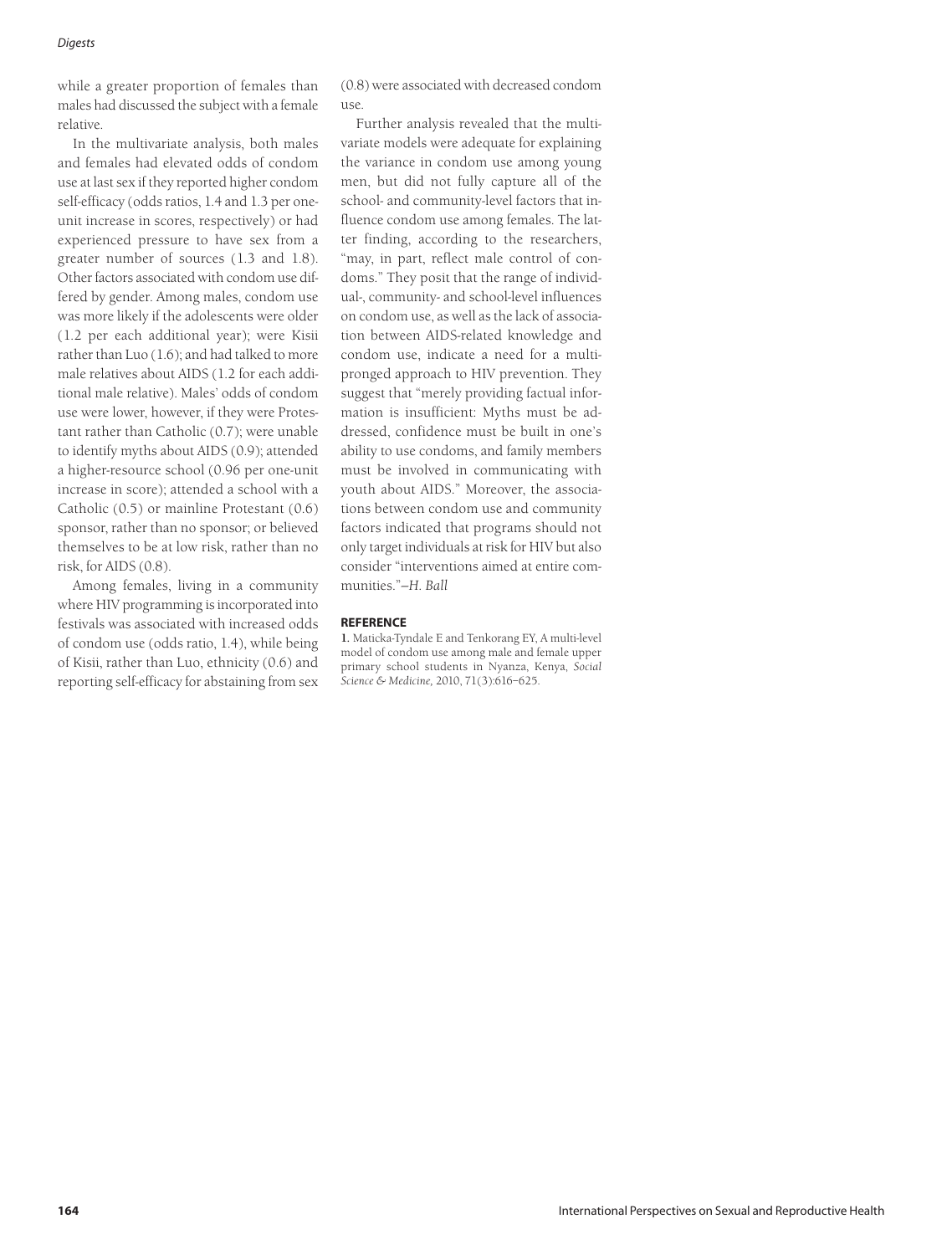while a greater proportion of females than males had discussed the subject with a female relative.

In the multivariate analysis, both males and females had elevated odds of condom use at last sex if they reported higher condom self-efficacy (odds ratios, 1.4 and 1.3 per one-unit increase in scores, respectively) or had experienced pressure to have sex from a greater number of sources (1.3 and 1.8). Other factors associated with condom use differed by gender. Among males, condom use was more likely if the adolescents were older (1.2 per each additional year); were Kisii rather than Luo (1.6); and had talked to more male relatives about AIDS (1.2 for each additional male relative). Males' odds of condom use were lower, however, if they were Protestant rather than Catholic (0.7); were unable to identify myths about AIDS (0.9); attended a higher-resource school (0.96 per one-unit increase in score); attended a school with a Catholic (0.5) or mainline Protestant (0.6) sponsor, rather than no sponsor; or believed themselves to be at low risk, rather than no risk, for AIDS (0.8).

Among females, living in a community where HIV programming is incorporated into festivals was associated with increased odds of condom use (odds ratio, 1.4), while being of Kisii, rather than Luo, ethnicity (0.6) and reporting self-efficacy for abstaining from sex (0.8) were associated with decreased condom use.

Further analysis revealed that the multivariate models were adequate for explaining the variance in condom use among young men, but did not fully capture all of the school- and community-level factors that influence condom use among females. The latter finding, according to the researchers, "may, in part, reflect male control of condoms." They posit that the range of individual-, community- and school-level influences on condom use, as well as the lack of association between AIDS-related knowledge and condom use, indicate a need for a multipronged approach to HIV prevention. They suggest that "merely providing factual information is insufficient: Myths must be addressed, confidence must be built in one's ability to use condoms, and family members must be involved in communicating with youth about AIDS." Moreover, the associations between condom use and community factors indicated that programs should not only target individuals at risk for HIV but also consider "interventions aimed at entire communities."—*H. Ball*

## REFERENCE

1. Maticka-Tyndale E and Tenkorang EY, A multi-level model of condom use among male and female upper primary school students in Nyanza, Kenya, *Social Science & Medicine*, 2010, 71(3):616–625.